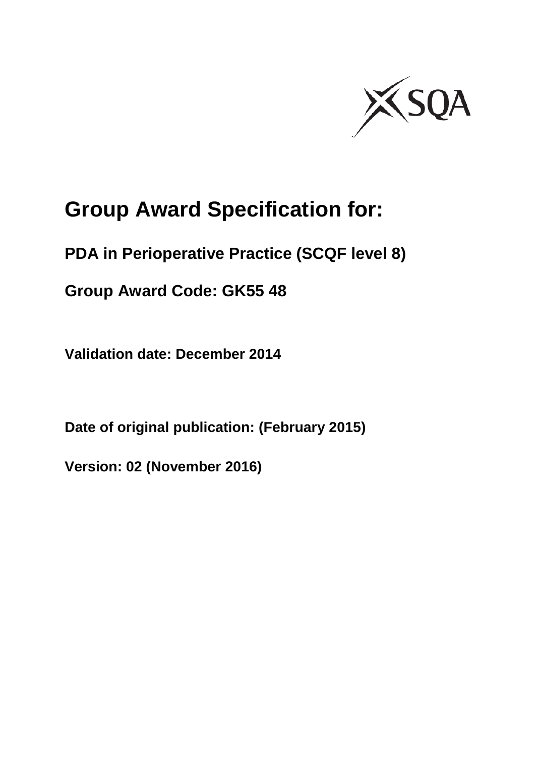# Group Award Specification for:

## PDA in Perioperative Practice (SCQF level 8)

## Group Award Code: GK55 48

**Validation date: December 2014**

**Date of original publication: (February 2015)**

**Version: 02 (November 2016)**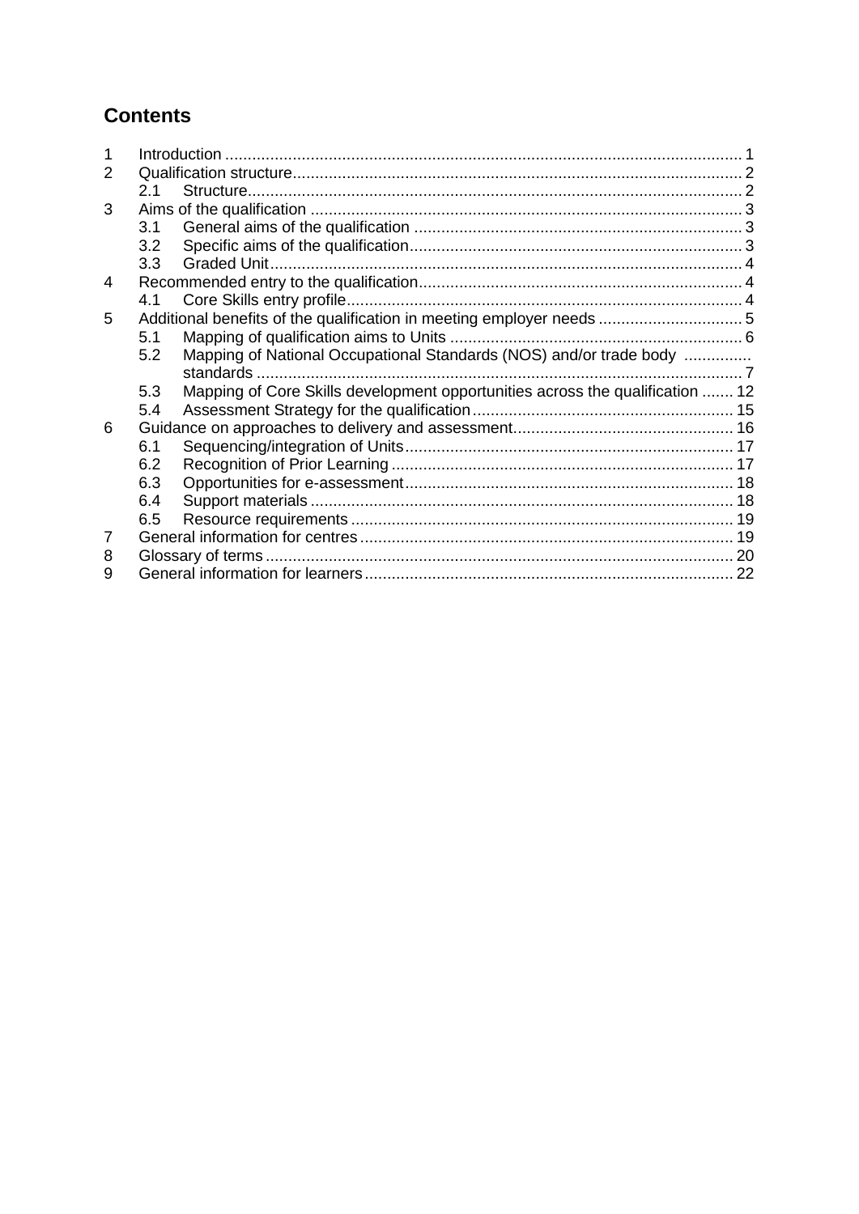## Contents

1 Introduction ........................................................................................................ 1
2 Qualification structure.......................................................................................... 2
  2.1 Structure....................................................................................................... 2
3 Aims of the qualification ..................................................................................... 3
  3.1 General aims of the qualification ................................................................. 3
  3.2 Specific aims of the qualification.................................................................. 3
  3.3 Graded Unit.................................................................................................. 4
4 Recommended entry to the qualification.............................................................. 4
  4.1 Core Skills entry profile................................................................................. 4
5 Additional benefits of the qualification in meeting employer needs ..................... 5
  5.1 Mapping of qualification aims to Units ......................................................... 6
  5.2 Mapping of National Occupational Standards (NOS) and/or trade body standards ..................................................................................................... 7
  5.3 Mapping of Core Skills development opportunities across the qualification ....... 12
  5.4 Assessment Strategy for the qualification.................................................... 15
6 Guidance on approaches to delivery and assessment......................................... 16
  6.1 Sequencing/integration of Units.................................................................... 17
  6.2 Recognition of Prior Learning ....................................................................... 17
  6.3 Opportunities for e-assessment.................................................................... 18
  6.4 Support materials ......................................................................................... 18
  6.5 Resource requirements ................................................................................ 19
7 General information for centres ......................................................................... 19
8 Glossary of terms ................................................................................................ 20
9 General information for learners.......................................................................... 22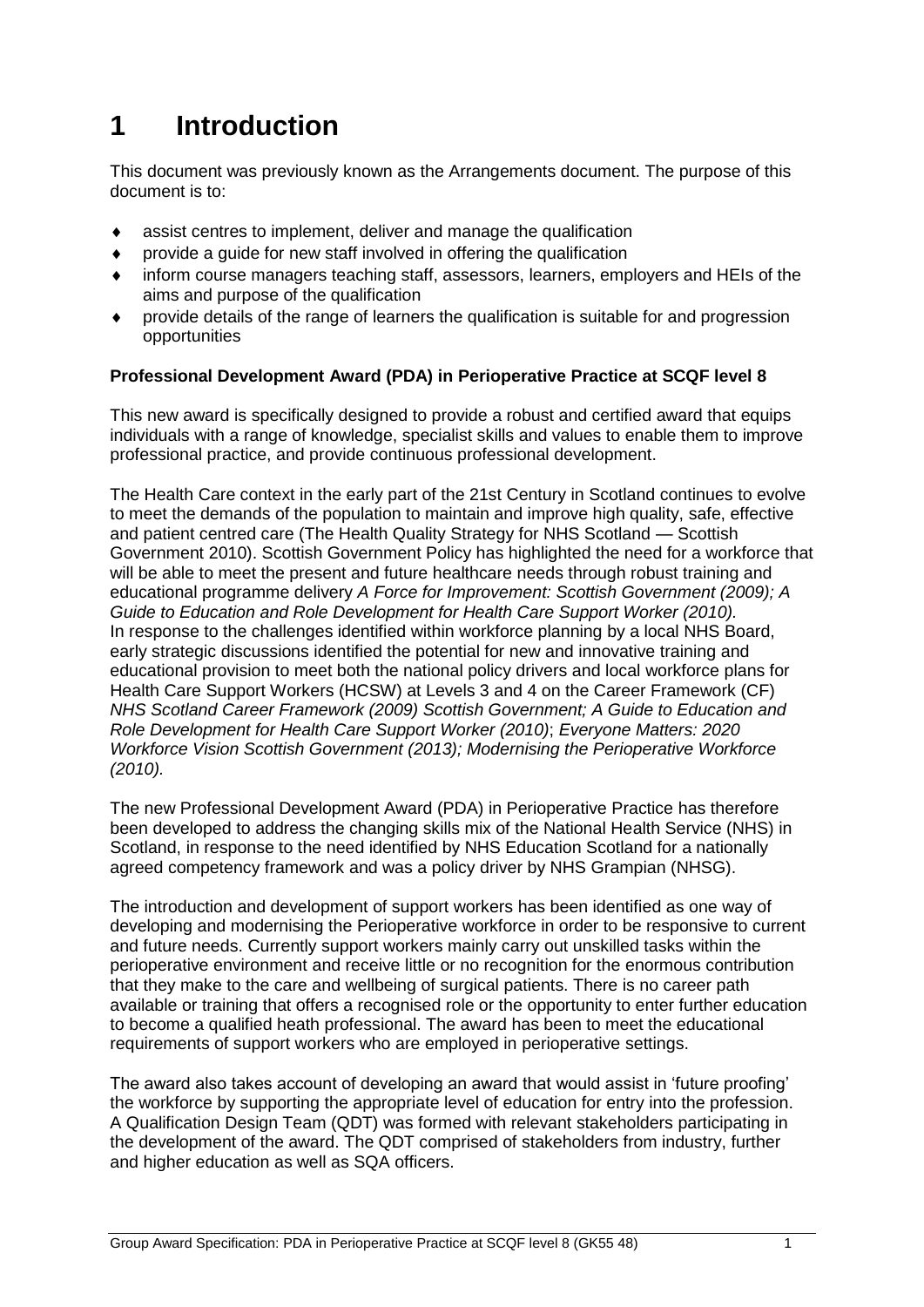# 1 Introduction

This document was previously known as the Arrangements document. The purpose of this document is to:

- assist centres to implement, deliver and manage the qualification
- provide a guide for new staff involved in offering the qualification
- inform course managers teaching staff, assessors, learners, employers and HEIs of the aims and purpose of the qualification
- provide details of the range of learners the qualification is suitable for and progression opportunities

**Professional Development Award (PDA) in Perioperative Practice at SCQF level 8**

This new award is specifically designed to provide a robust and certified award that equips individuals with a range of knowledge, specialist skills and values to enable them to improve professional practice, and provide continuous professional development.

The Health Care context in the early part of the 21st Century in Scotland continues to evolve to meet the demands of the population to maintain and improve high quality, safe, effective and patient centred care (The Health Quality Strategy for NHS Scotland — Scottish Government 2010). Scottish Government Policy has highlighted the need for a workforce that will be able to meet the present and future healthcare needs through robust training and educational programme delivery *A Force for Improvement: Scottish Government (2009); A Guide to Education and Role Development for Health Care Support Worker (2010).* In response to the challenges identified within workforce planning by a local NHS Board, early strategic discussions identified the potential for new and innovative training and educational provision to meet both the national policy drivers and local workforce plans for Health Care Support Workers (HCSW) at Levels 3 and 4 on the Career Framework (CF) *NHS Scotland Career Framework (2009) Scottish Government; A Guide to Education and Role Development for Health Care Support Worker (2010)*; *Everyone Matters: 2020 Workforce Vision Scottish Government (2013); Modernising the Perioperative Workforce (2010).*

The new Professional Development Award (PDA) in Perioperative Practice has therefore been developed to address the changing skills mix of the National Health Service (NHS) in Scotland, in response to the need identified by NHS Education Scotland for a nationally agreed competency framework and was a policy driver by NHS Grampian (NHSG).

The introduction and development of support workers has been identified as one way of developing and modernising the Perioperative workforce in order to be responsive to current and future needs. Currently support workers mainly carry out unskilled tasks within the perioperative environment and receive little or no recognition for the enormous contribution that they make to the care and wellbeing of surgical patients. There is no career path available or training that offers a recognised role or the opportunity to enter further education to become a qualified heath professional. The award has been to meet the educational requirements of support workers who are employed in perioperative settings.

The award also takes account of developing an award that would assist in 'future proofing' the workforce by supporting the appropriate level of education for entry into the profession. A Qualification Design Team (QDT) was formed with relevant stakeholders participating in the development of the award. The QDT comprised of stakeholders from industry, further and higher education as well as SQA officers.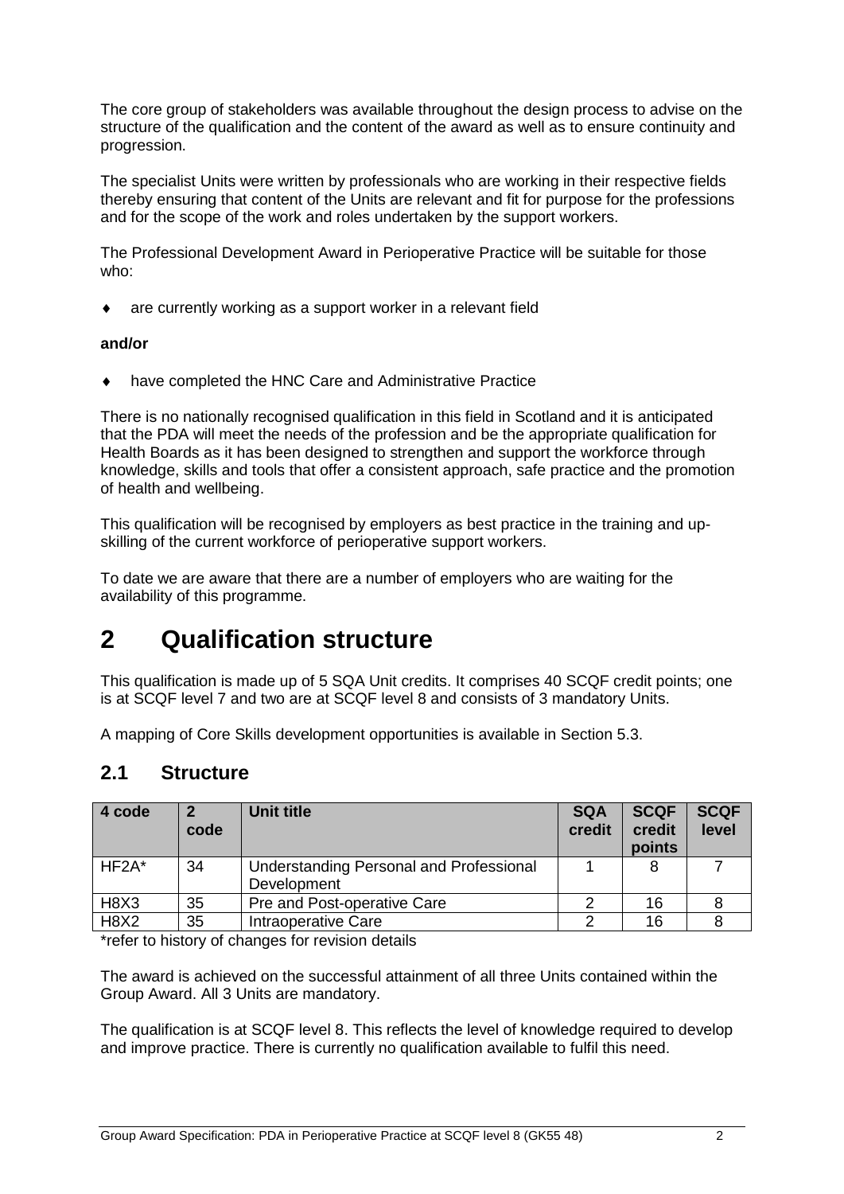The core group of stakeholders was available throughout the design process to advise on the structure of the qualification and the content of the award as well as to ensure continuity and progression.

The specialist Units were written by professionals who are working in their respective fields thereby ensuring that content of the Units are relevant and fit for purpose for the professions and for the scope of the work and roles undertaken by the support workers.

The Professional Development Award in Perioperative Practice will be suitable for those who:

- are currently working as a support worker in a relevant field

**and/or**

- have completed the HNC Care and Administrative Practice

There is no nationally recognised qualification in this field in Scotland and it is anticipated that the PDA will meet the needs of the profession and be the appropriate qualification for Health Boards as it has been designed to strengthen and support the workforce through knowledge, skills and tools that offer a consistent approach, safe practice and the promotion of health and wellbeing.

This qualification will be recognised by employers as best practice in the training and up-skilling of the current workforce of perioperative support workers.

To date we are aware that there are a number of employers who are waiting for the availability of this programme.

# 2 Qualification structure

This qualification is made up of 5 SQA Unit credits. It comprises 40 SCQF credit points; one is at SCQF level 7 and two are at SCQF level 8 and consists of 3 mandatory Units.

A mapping of Core Skills development opportunities is available in Section 5.3.

## 2.1 Structure

| 4 code | 2 code | Unit title | SQA credit | SCQF credit points | SCQF level |
|---|---|---|---|---|---|
| HF2A* | 34 | Understanding Personal and Professional Development | 1 | 8 | 7 |
| H8X3 | 35 | Pre and Post-operative Care | 2 | 16 | 8 |
| H8X2 | 35 | Intraoperative Care | 2 | 16 | 8 |

*refer to history of changes for revision details

The award is achieved on the successful attainment of all three Units contained within the Group Award. All 3 Units are mandatory.

The qualification is at SCQF level 8. This reflects the level of knowledge required to develop and improve practice. There is currently no qualification available to fulfil this need.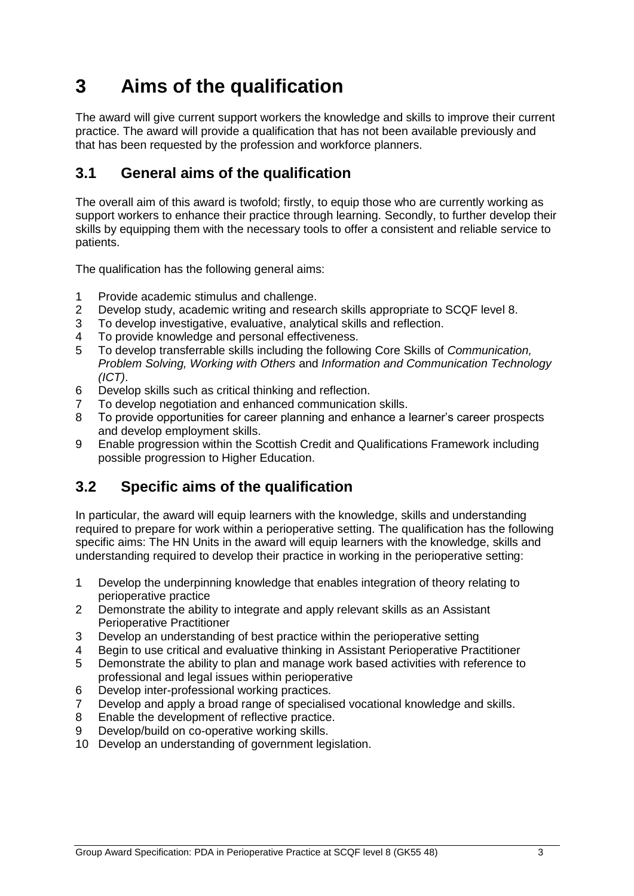# 3 Aims of the qualification

The award will give current support workers the knowledge and skills to improve their current practice. The award will provide a qualification that has not been available previously and that has been requested by the profession and workforce planners.

## 3.1 General aims of the qualification

The overall aim of this award is twofold; firstly, to equip those who are currently working as support workers to enhance their practice through learning. Secondly, to further develop their skills by equipping them with the necessary tools to offer a consistent and reliable service to patients.

The qualification has the following general aims:

1. Provide academic stimulus and challenge.
2. Develop study, academic writing and research skills appropriate to SCQF level 8.
3. To develop investigative, evaluative, analytical skills and reflection.
4. To provide knowledge and personal effectiveness.
5. To develop transferrable skills including the following Core Skills of *Communication, Problem Solving, Working with Others* and *Information and Communication Technology (ICT)*.
6. Develop skills such as critical thinking and reflection.
7. To develop negotiation and enhanced communication skills.
8. To provide opportunities for career planning and enhance a learner's career prospects and develop employment skills.
9. Enable progression within the Scottish Credit and Qualifications Framework including possible progression to Higher Education.

## 3.2 Specific aims of the qualification

In particular, the award will equip learners with the knowledge, skills and understanding required to prepare for work within a perioperative setting. The qualification has the following specific aims: The HN Units in the award will equip learners with the knowledge, skills and understanding required to develop their practice in working in the perioperative setting:

1. Develop the underpinning knowledge that enables integration of theory relating to perioperative practice
2. Demonstrate the ability to integrate and apply relevant skills as an Assistant Perioperative Practitioner
3. Develop an understanding of best practice within the perioperative setting
4. Begin to use critical and evaluative thinking in Assistant Perioperative Practitioner
5. Demonstrate the ability to plan and manage work based activities with reference to professional and legal issues within perioperative
6. Develop inter-professional working practices.
7. Develop and apply a broad range of specialised vocational knowledge and skills.
8. Enable the development of reflective practice.
9. Develop/build on co-operative working skills.
10. Develop an understanding of government legislation.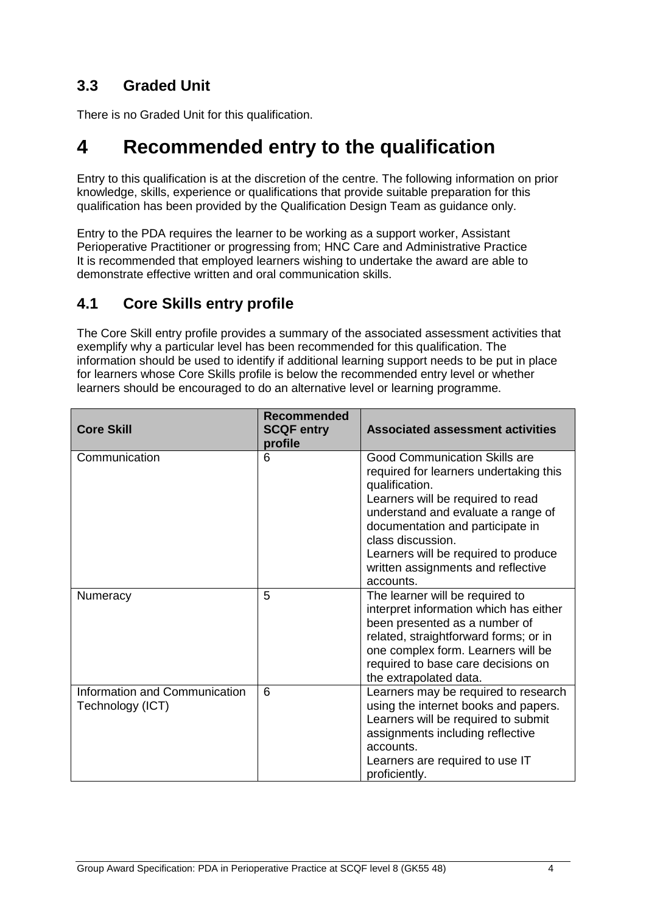### 3.3 Graded Unit

There is no Graded Unit for this qualification.

# 4 Recommended entry to the qualification

Entry to this qualification is at the discretion of the centre. The following information on prior knowledge, skills, experience or qualifications that provide suitable preparation for this qualification has been provided by the Qualification Design Team as guidance only.

Entry to the PDA requires the learner to be working as a support worker, Assistant Perioperative Practitioner or progressing from; HNC Care and Administrative Practice It is recommended that employed learners wishing to undertake the award are able to demonstrate effective written and oral communication skills.

## 4.1 Core Skills entry profile

The Core Skill entry profile provides a summary of the associated assessment activities that exemplify why a particular level has been recommended for this qualification. The information should be used to identify if additional learning support needs to be put in place for learners whose Core Skills profile is below the recommended entry level or whether learners should be encouraged to do an alternative level or learning programme.

| Core Skill | Recommended SCQF entry profile | Associated assessment activities |
|---|---|---|
| Communication | 6 | Good Communication Skills are required for learners undertaking this qualification.<br>Learners will be required to read understand and evaluate a range of documentation and participate in class discussion.<br>Learners will be required to produce written assignments and reflective accounts. |
| Numeracy | 5 | The learner will be required to interpret information which has either been presented as a number of related, straightforward forms; or in one complex form. Learners will be required to base care decisions on the extrapolated data. |
| Information and Communication Technology (ICT) | 6 | Learners may be required to research using the internet books and papers.<br>Learners will be required to submit assignments including reflective accounts.<br>Learners are required to use IT proficiently. |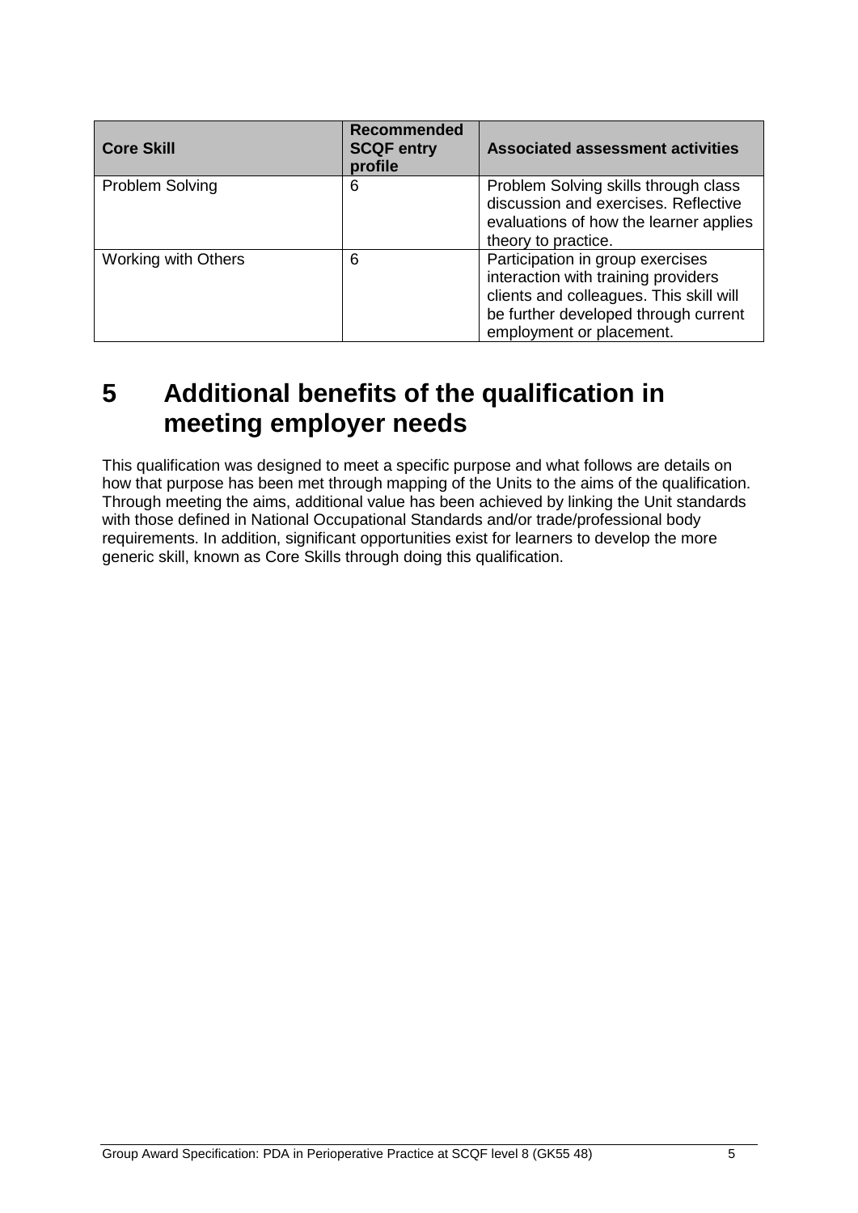| Core Skill | Recommended SCQF entry profile | Associated assessment activities |
|---|---|---|
| Problem Solving | 6 | Problem Solving skills through class discussion and exercises. Reflective evaluations of how the learner applies theory to practice. |
| Working with Others | 6 | Participation in group exercises interaction with training providers clients and colleagues. This skill will be further developed through current employment or placement. |

# 5 Additional benefits of the qualification in meeting employer needs

This qualification was designed to meet a specific purpose and what follows are details on how that purpose has been met through mapping of the Units to the aims of the qualification. Through meeting the aims, additional value has been achieved by linking the Unit standards with those defined in National Occupational Standards and/or trade/professional body requirements. In addition, significant opportunities exist for learners to develop the more generic skill, known as Core Skills through doing this qualification.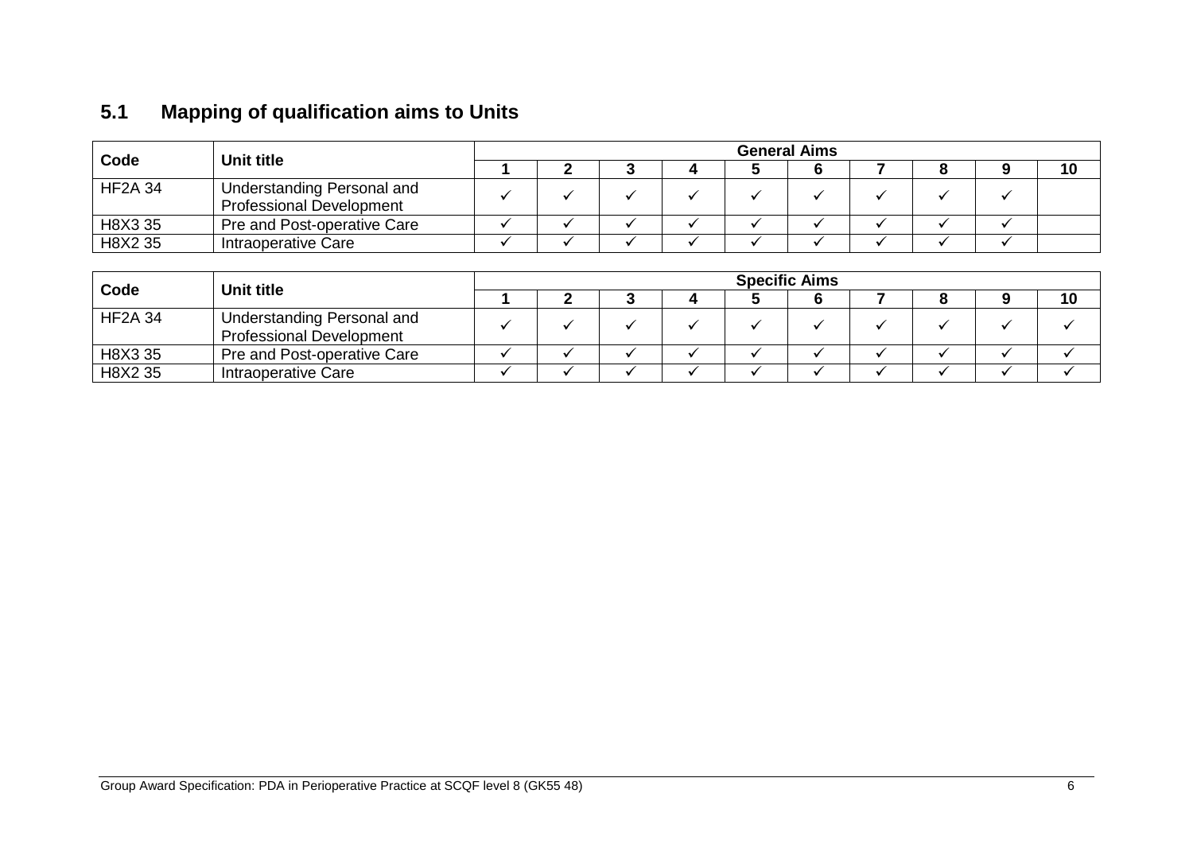## 5.1 Mapping of qualification aims to Units

| Code | Unit title | General Aims | | | | | | | | | |
|---|---|---|---|---|---|---|---|---|---|---|---|
| | | 1 | 2 | 3 | 4 | 5 | 6 | 7 | 8 | 9 | 10 |
| HF2A 34 | Understanding Personal and Professional Development | ✓ | ✓ | ✓ | ✓ | ✓ | ✓ | ✓ | ✓ | ✓ | |
| H8X3 35 | Pre and Post-operative Care | ✓ | ✓ | ✓ | ✓ | ✓ | ✓ | ✓ | ✓ | ✓ | |
| H8X2 35 | Intraoperative Care | ✓ | ✓ | ✓ | ✓ | ✓ | ✓ | ✓ | ✓ | ✓ | |

| Code | Unit title | Specific Aims | | | | | | | | | |
|---|---|---|---|---|---|---|---|---|---|---|---|
| | | 1 | 2 | 3 | 4 | 5 | 6 | 7 | 8 | 9 | 10 |
| HF2A 34 | Understanding Personal and Professional Development | ✓ | ✓ | ✓ | ✓ | ✓ | ✓ | ✓ | ✓ | ✓ | ✓ |
| H8X3 35 | Pre and Post-operative Care | ✓ | ✓ | ✓ | ✓ | ✓ | ✓ | ✓ | ✓ | ✓ | ✓ |
| H8X2 35 | Intraoperative Care | ✓ | ✓ | ✓ | ✓ | ✓ | ✓ | ✓ | ✓ | ✓ | ✓ |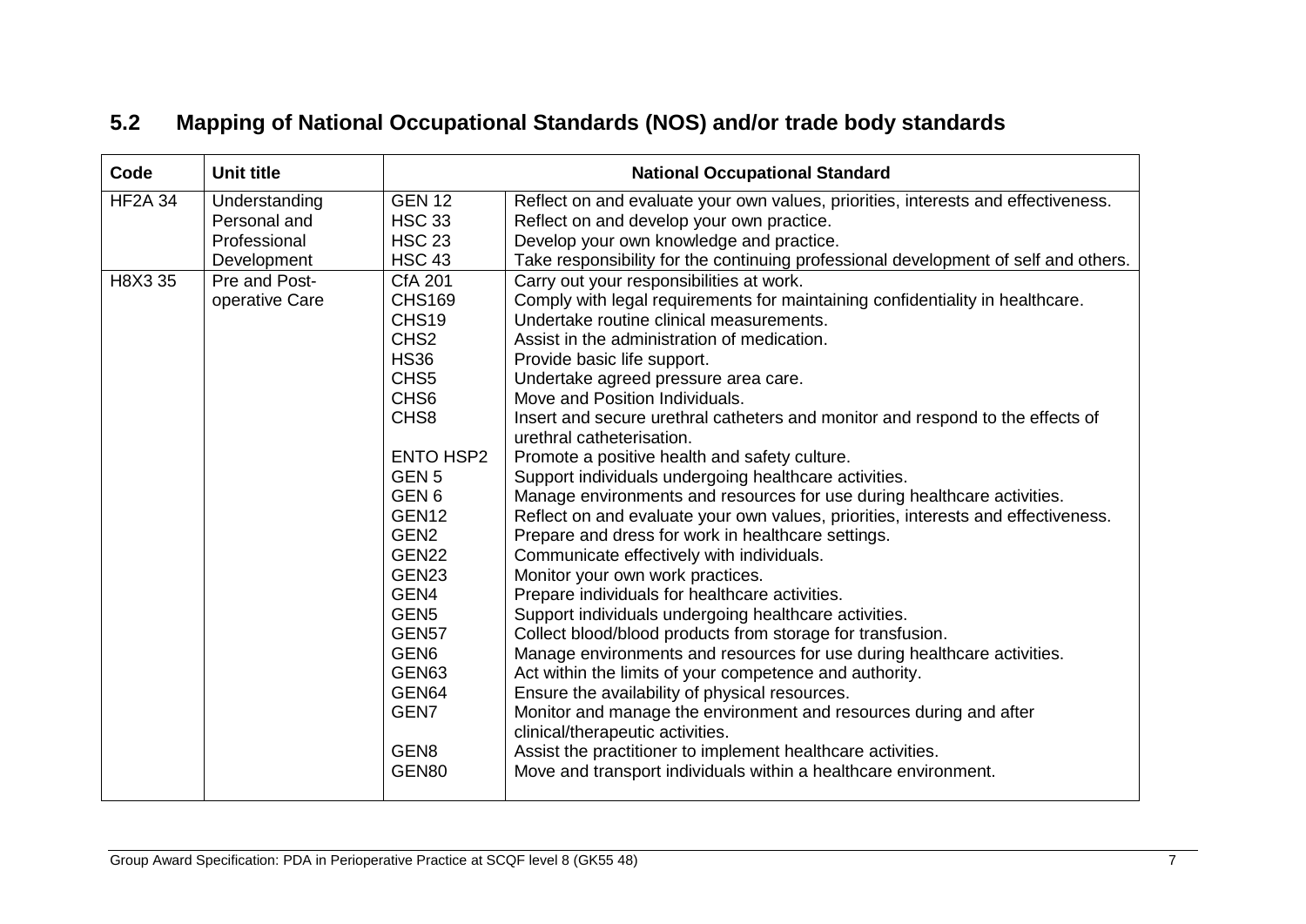## 5.2 Mapping of National Occupational Standards (NOS) and/or trade body standards

| Code | Unit title | National Occupational Standard | |
|---|---|---|---|
| HF2A 34 | Understanding Personal and Professional Development | GEN 12 | Reflect on and evaluate your own values, priorities, interests and effectiveness. |
| | | HSC 33 | Reflect on and develop your own practice. |
| | | HSC 23 | Develop your own knowledge and practice. |
| | | HSC 43 | Take responsibility for the continuing professional development of self and others. |
| H8X3 35 | Pre and Post-operative Care | CfA 201 | Carry out your responsibilities at work. |
| | | CHS169 | Comply with legal requirements for maintaining confidentiality in healthcare. |
| | | CHS19 | Undertake routine clinical measurements. |
| | | CHS2 | Assist in the administration of medication. |
| | | HS36 | Provide basic life support. |
| | | CHS5 | Undertake agreed pressure area care. |
| | | CHS6 | Move and Position Individuals. |
| | | CHS8 | Insert and secure urethral catheters and monitor and respond to the effects of urethral catheterisation. |
| | | ENTO HSP2 | Promote a positive health and safety culture. |
| | | GEN 5 | Support individuals undergoing healthcare activities. |
| | | GEN 6 | Manage environments and resources for use during healthcare activities. |
| | | GEN12 | Reflect on and evaluate your own values, priorities, interests and effectiveness. |
| | | GEN2 | Prepare and dress for work in healthcare settings. |
| | | GEN22 | Communicate effectively with individuals. |
| | | GEN23 | Monitor your own work practices. |
| | | GEN4 | Prepare individuals for healthcare activities. |
| | | GEN5 | Support individuals undergoing healthcare activities. |
| | | GEN57 | Collect blood/blood products from storage for transfusion. |
| | | GEN6 | Manage environments and resources for use during healthcare activities. |
| | | GEN63 | Act within the limits of your competence and authority. |
| | | GEN64 | Ensure the availability of physical resources. |
| | | GEN7 | Monitor and manage the environment and resources during and after clinical/therapeutic activities. |
| | | GEN8 | Assist the practitioner to implement healthcare activities. |
| | | GEN80 | Move and transport individuals within a healthcare environment. |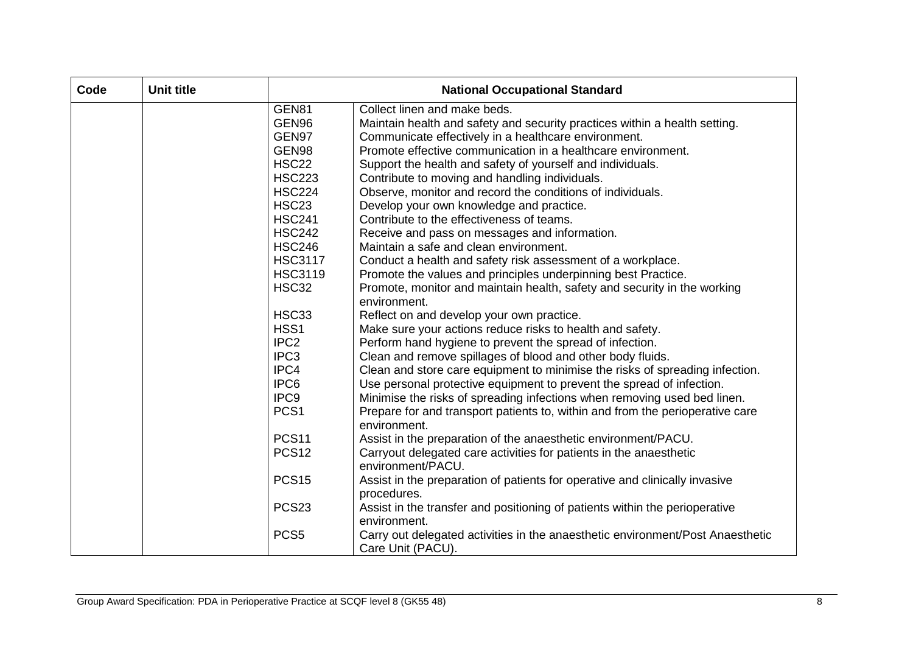| Code | Unit title | National Occupational Standard | |
|---|---|---|---|
| | | GEN81 | Collect linen and make beds. |
| | | GEN96 | Maintain health and safety and security practices within a health setting. |
| | | GEN97 | Communicate effectively in a healthcare environment. |
| | | GEN98 | Promote effective communication in a healthcare environment. |
| | | HSC22 | Support the health and safety of yourself and individuals. |
| | | HSC223 | Contribute to moving and handling individuals. |
| | | HSC224 | Observe, monitor and record the conditions of individuals. |
| | | HSC23 | Develop your own knowledge and practice. |
| | | HSC241 | Contribute to the effectiveness of teams. |
| | | HSC242 | Receive and pass on messages and information. |
| | | HSC246 | Maintain a safe and clean environment. |
| | | HSC3117 | Conduct a health and safety risk assessment of a workplace. |
| | | HSC3119 | Promote the values and principles underpinning best Practice. |
| | | HSC32 | Promote, monitor and maintain health, safety and security in the working environment. |
| | | HSC33 | Reflect on and develop your own practice. |
| | | HSS1 | Make sure your actions reduce risks to health and safety. |
| | | IPC2 | Perform hand hygiene to prevent the spread of infection. |
| | | IPC3 | Clean and remove spillages of blood and other body fluids. |
| | | IPC4 | Clean and store care equipment to minimise the risks of spreading infection. |
| | | IPC6 | Use personal protective equipment to prevent the spread of infection. |
| | | IPC9 | Minimise the risks of spreading infections when removing used bed linen. |
| | | PCS1 | Prepare for and transport patients to, within and from the perioperative care environment. |
| | | PCS11 | Assist in the preparation of the anaesthetic environment/PACU. |
| | | PCS12 | Carryout delegated care activities for patients in the anaesthetic environment/PACU. |
| | | PCS15 | Assist in the preparation of patients for operative and clinically invasive procedures. |
| | | PCS23 | Assist in the transfer and positioning of patients within the perioperative environment. |
| | | PCS5 | Carry out delegated activities in the anaesthetic environment/Post Anaesthetic Care Unit (PACU). |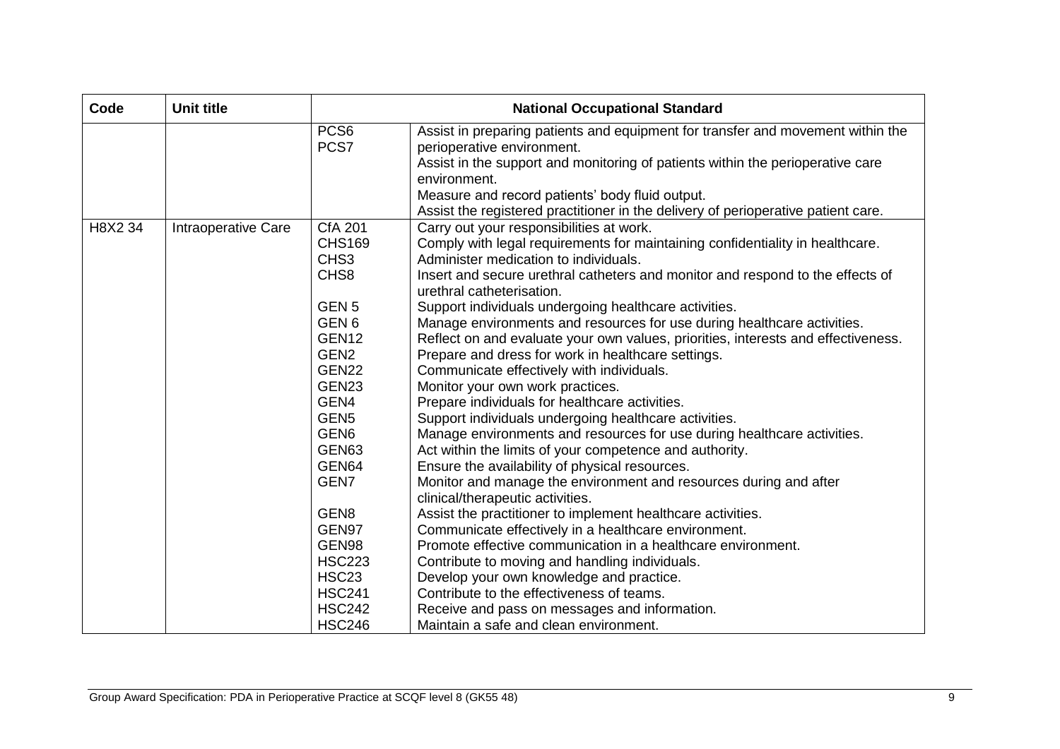| Code | Unit title | National Occupational Standard | |
|---|---|---|---|
| | | PCS6<br>PCS7 | Assist in preparing patients and equipment for transfer and movement within the perioperative environment.<br>Assist in the support and monitoring of patients within the perioperative care environment.<br>Measure and record patients' body fluid output.<br>Assist the registered practitioner in the delivery of perioperative patient care. |
| H8X2 34 | Intraoperative Care | CfA 201 | Carry out your responsibilities at work. |
| | | CHS169 | Comply with legal requirements for maintaining confidentiality in healthcare. |
| | | CHS3 | Administer medication to individuals. |
| | | CHS8 | Insert and secure urethral catheters and monitor and respond to the effects of urethral catheterisation. |
| | | GEN 5 | Support individuals undergoing healthcare activities. |
| | | GEN 6 | Manage environments and resources for use during healthcare activities. |
| | | GEN12 | Reflect on and evaluate your own values, priorities, interests and effectiveness. |
| | | GEN2 | Prepare and dress for work in healthcare settings. |
| | | GEN22 | Communicate effectively with individuals. |
| | | GEN23 | Monitor your own work practices. |
| | | GEN4 | Prepare individuals for healthcare activities. |
| | | GEN5 | Support individuals undergoing healthcare activities. |
| | | GEN6 | Manage environments and resources for use during healthcare activities. |
| | | GEN63 | Act within the limits of your competence and authority. |
| | | GEN64 | Ensure the availability of physical resources. |
| | | GEN7 | Monitor and manage the environment and resources during and after clinical/therapeutic activities. |
| | | GEN8 | Assist the practitioner to implement healthcare activities. |
| | | GEN97 | Communicate effectively in a healthcare environment. |
| | | GEN98 | Promote effective communication in a healthcare environment. |
| | | HSC223 | Contribute to moving and handling individuals. |
| | | HSC23 | Develop your own knowledge and practice. |
| | | HSC241 | Contribute to the effectiveness of teams. |
| | | HSC242 | Receive and pass on messages and information. |
| | | HSC246 | Maintain a safe and clean environment. |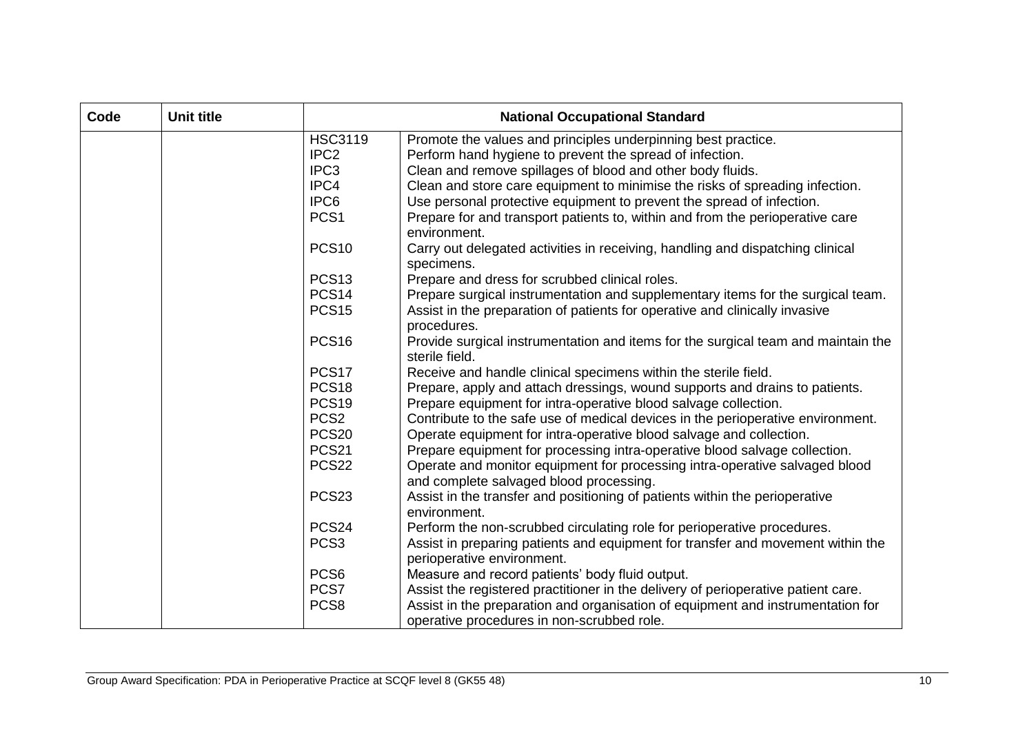| Code | Unit title | National Occupational Standard | |
|---|---|---|---|
| | | HSC3119 | Promote the values and principles underpinning best practice. |
| | | IPC2 | Perform hand hygiene to prevent the spread of infection. |
| | | IPC3 | Clean and remove spillages of blood and other body fluids. |
| | | IPC4 | Clean and store care equipment to minimise the risks of spreading infection. |
| | | IPC6 | Use personal protective equipment to prevent the spread of infection. |
| | | PCS1 | Prepare for and transport patients to, within and from the perioperative care environment. |
| | | PCS10 | Carry out delegated activities in receiving, handling and dispatching clinical specimens. |
| | | PCS13 | Prepare and dress for scrubbed clinical roles. |
| | | PCS14 | Prepare surgical instrumentation and supplementary items for the surgical team. |
| | | PCS15 | Assist in the preparation of patients for operative and clinically invasive procedures. |
| | | PCS16 | Provide surgical instrumentation and items for the surgical team and maintain the sterile field. |
| | | PCS17 | Receive and handle clinical specimens within the sterile field. |
| | | PCS18 | Prepare, apply and attach dressings, wound supports and drains to patients. |
| | | PCS19 | Prepare equipment for intra-operative blood salvage collection. |
| | | PCS2 | Contribute to the safe use of medical devices in the perioperative environment. |
| | | PCS20 | Operate equipment for intra-operative blood salvage and collection. |
| | | PCS21 | Prepare equipment for processing intra-operative blood salvage collection. |
| | | PCS22 | Operate and monitor equipment for processing intra-operative salvaged blood and complete salvaged blood processing. |
| | | PCS23 | Assist in the transfer and positioning of patients within the perioperative environment. |
| | | PCS24 | Perform the non-scrubbed circulating role for perioperative procedures. |
| | | PCS3 | Assist in preparing patients and equipment for transfer and movement within the perioperative environment. |
| | | PCS6 | Measure and record patients' body fluid output. |
| | | PCS7 | Assist the registered practitioner in the delivery of perioperative patient care. |
| | | PCS8 | Assist in the preparation and organisation of equipment and instrumentation for operative procedures in non-scrubbed role. |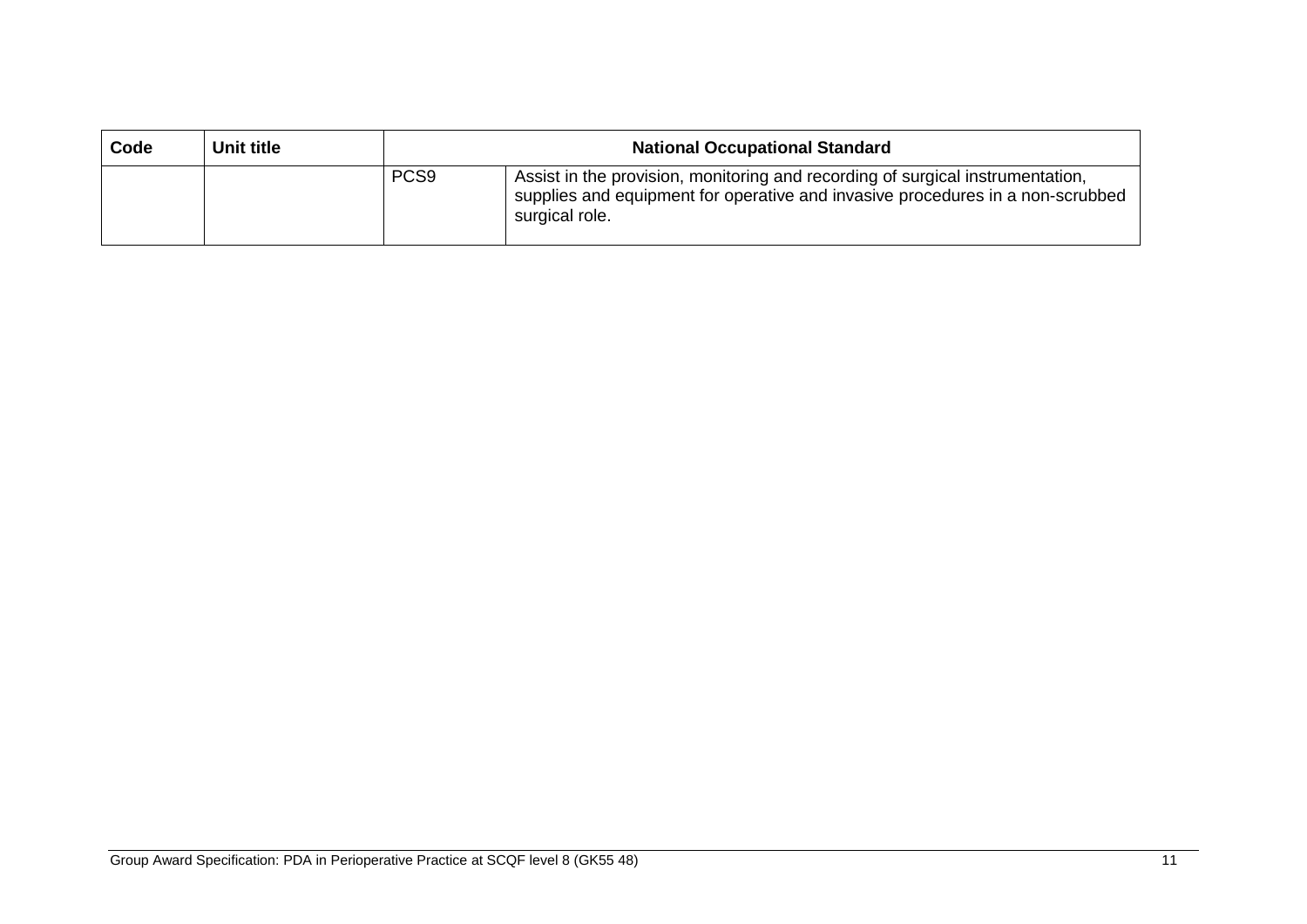| Code | Unit title | National Occupational Standard | |
|---|---|---|---|
| | | PCS9 | Assist in the provision, monitoring and recording of surgical instrumentation, supplies and equipment for operative and invasive procedures in a non-scrubbed surgical role. |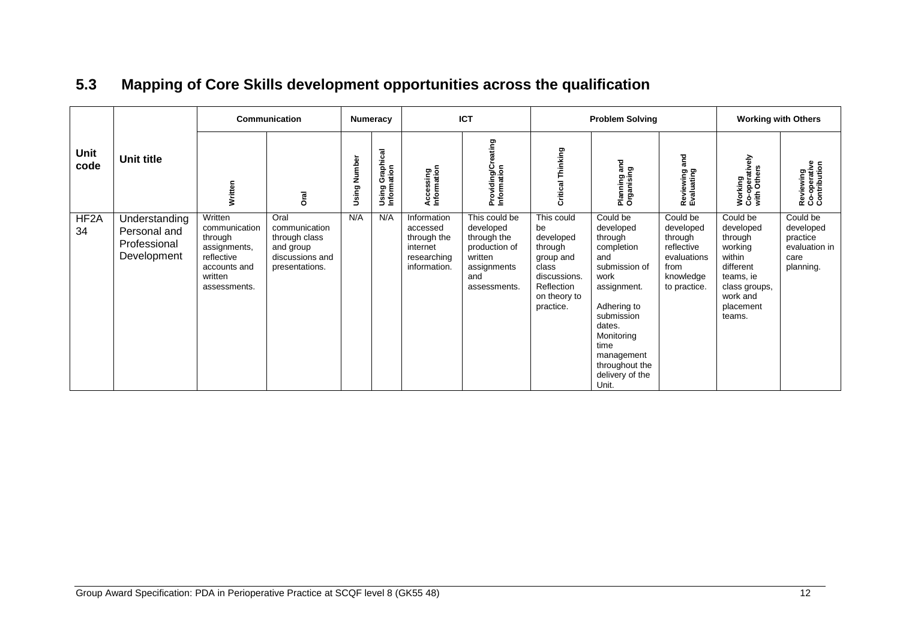## 5.3 Mapping of Core Skills development opportunities across the qualification

| Unit code | Unit title | Communication | | Numeracy | | ICT | | Problem Solving | | | Working with Others | |
|---|---|---|---|---|---|---|---|---|---|---|---|---|
| | | Written | Oral | Using Number | Using Graphical Information | Accessing Information | Providing/Creating Information | Critical Thinking | Planning and Organising | Reviewing and Evaluating | Working Co-operatively with Others | Reviewing Co-operative Contribution |
| HF2A 34 | Understanding Personal and Professional Development | Written communication through assignments, reflective accounts and written assessments. | Oral communication through class and group discussions and presentations. | N/A | N/A | Information accessed through the internet researching information. | This could be developed through the production of written assignments and assessments. | This could be developed through group and class discussions. Reflection on theory to practice. | Could be developed through completion and submission of work assignment. Adhering to submission dates. Monitoring time management throughout the delivery of the Unit. | Could be developed through reflective evaluations from knowledge to practice. | Could be developed through working within different teams, ie class groups, work and placement teams. | Could be developed practice evaluation in care planning. |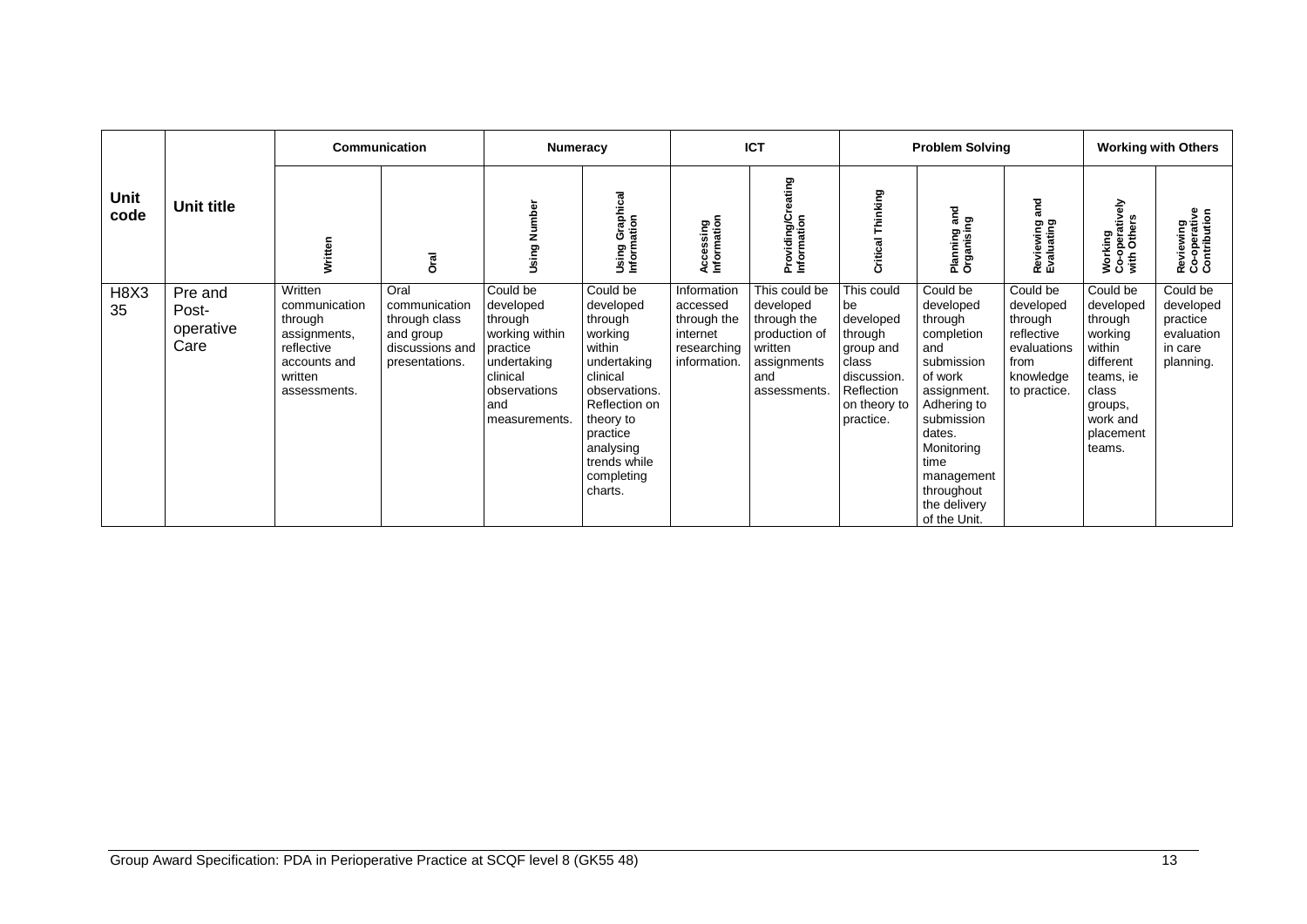| Unit code | Unit title | Communication | | Numeracy | | ICT | | Problem Solving | | | Working with Others | |
|---|---|---|---|---|---|---|---|---|---|---|---|---|
| | | Written | Oral | Using Number | Using Graphical Information | Accessing Information | Providing/Creating Information | Critical Thinking | Planning and Organising | Reviewing and Evaluating | Working Co-operatively with Others | Reviewing Co-operative Contribution |
| H8X3 35 | Pre and Post-operative Care | Written communication through assignments, reflective accounts and written assessments. | Oral communication through class and group discussions and presentations. | Could be developed through working within practice undertaking clinical observations and measurements. | Could be developed through working within undertaking clinical observations. Reflection on theory to practice analysing trends while completing charts. | Information accessed through the internet researching information. | This could be developed through the production of written assignments and assessments. | This could be developed through group and class discussion. Reflection on theory to practice. | Could be developed through completion and submission of work assignment. Adhering to submission dates. Monitoring time management throughout the delivery of the Unit. | Could be developed through reflective evaluations from knowledge to practice. | Could be developed through working within different teams, ie class groups, work and placement teams. | Could be developed practice evaluation in care planning. |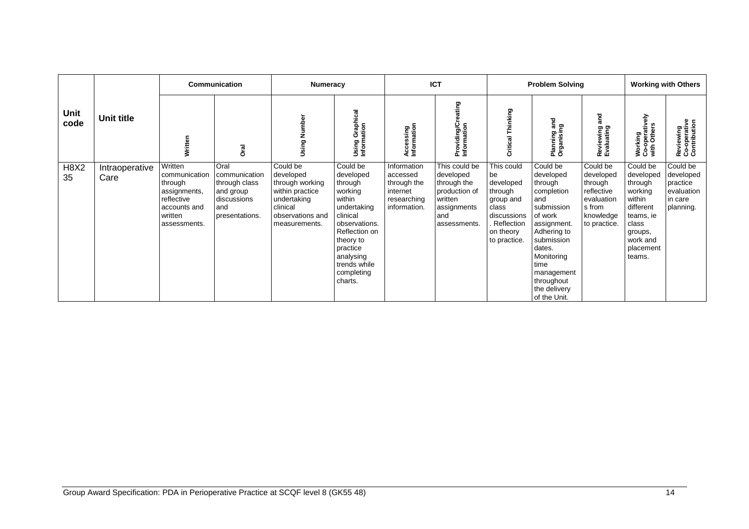| Unit code | Unit title | Communication | | Numeracy | | ICT | | Problem Solving | | | Working with Others | |
|---|---|---|---|---|---|---|---|---|---|---|---|---|
| | | Written | Oral | Using Number | Using Graphical Information | Accessing Information | Providing/Creating Information | Critical Thinking | Planning and Organising | Reviewing and Evaluating | Working Co-operatively with Others | Reviewing Co-operative Contribution |
| H8X2 35 | Intraoperative Care | Written communication through assignments, reflective accounts and written assessments. | Oral communication through class and group discussions and presentations. | Could be developed through working within practice undertaking clinical observations and measurements. | Could be developed through working within undertaking clinical observations. Reflection on theory to practice analysing trends while completing charts. | Information accessed through the internet researching information. | This could be developed through the production of written assignments and assessments. | This could be developed through group and class discussions. Reflection on theory to practice. | Could be developed through completion and submission of work assignment. Adhering to submission dates. Monitoring time management throughout the delivery of the Unit. | Could be developed through reflective evaluations from knowledge to practice. | Could be developed through working within different teams, ie class groups, work and placement teams. | Could be developed practice evaluation in care planning. |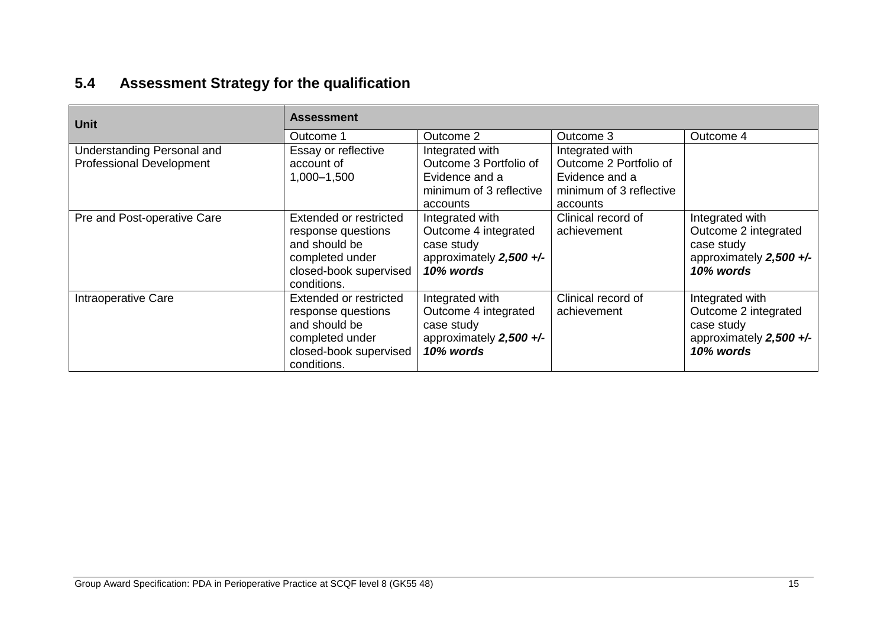## 5.4 Assessment Strategy for the qualification

| Unit | Assessment | | | |
|---|---|---|---|---|
| | Outcome 1 | Outcome 2 | Outcome 3 | Outcome 4 |
| Understanding Personal and Professional Development | Essay or reflective account of 1,000–1,500 | Integrated with Outcome 3 Portfolio of Evidence and a minimum of 3 reflective accounts | Integrated with Outcome 2 Portfolio of Evidence and a minimum of 3 reflective accounts | |
| Pre and Post-operative Care | Extended or restricted response questions and should be completed under closed-book supervised conditions. | Integrated with Outcome 4 integrated case study approximately ***2,500 +/- 10% words*** | Clinical record of achievement | Integrated with Outcome 2 integrated case study approximately ***2,500 +/- 10% words*** |
| Intraoperative Care | Extended or restricted response questions and should be completed under closed-book supervised conditions. | Integrated with Outcome 4 integrated case study approximately ***2,500 +/- 10% words*** | Clinical record of achievement | Integrated with Outcome 2 integrated case study approximately ***2,500 +/- 10% words*** |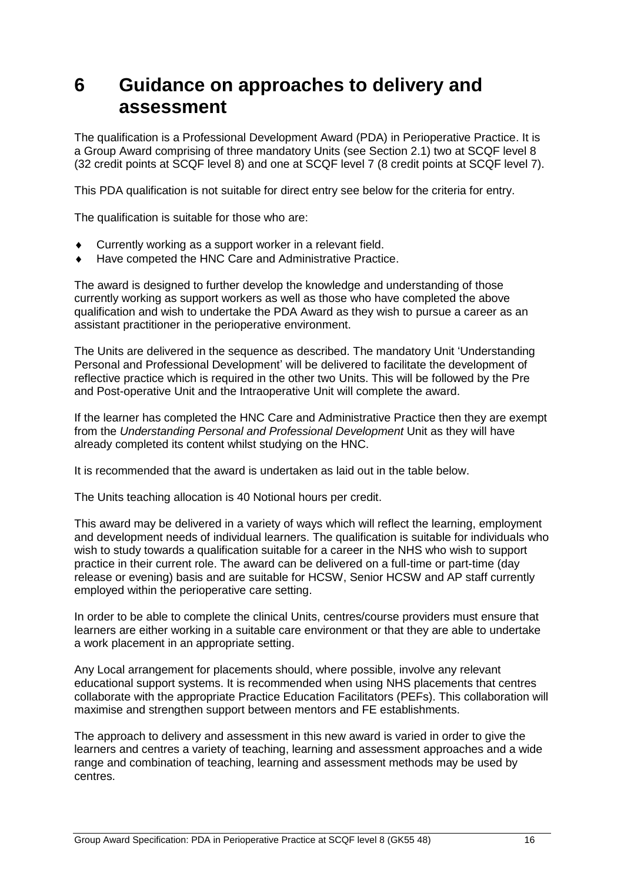# 6 Guidance on approaches to delivery and assessment

The qualification is a Professional Development Award (PDA) in Perioperative Practice. It is a Group Award comprising of three mandatory Units (see Section 2.1) two at SCQF level 8 (32 credit points at SCQF level 8) and one at SCQF level 7 (8 credit points at SCQF level 7).

This PDA qualification is not suitable for direct entry see below for the criteria for entry.

The qualification is suitable for those who are:

- Currently working as a support worker in a relevant field.
- Have competed the HNC Care and Administrative Practice.

The award is designed to further develop the knowledge and understanding of those currently working as support workers as well as those who have completed the above qualification and wish to undertake the PDA Award as they wish to pursue a career as an assistant practitioner in the perioperative environment.

The Units are delivered in the sequence as described. The mandatory Unit 'Understanding Personal and Professional Development' will be delivered to facilitate the development of reflective practice which is required in the other two Units. This will be followed by the Pre and Post-operative Unit and the Intraoperative Unit will complete the award.

If the learner has completed the HNC Care and Administrative Practice then they are exempt from the *Understanding Personal and Professional Development* Unit as they will have already completed its content whilst studying on the HNC.

It is recommended that the award is undertaken as laid out in the table below.

The Units teaching allocation is 40 Notional hours per credit.

This award may be delivered in a variety of ways which will reflect the learning, employment and development needs of individual learners. The qualification is suitable for individuals who wish to study towards a qualification suitable for a career in the NHS who wish to support practice in their current role. The award can be delivered on a full-time or part-time (day release or evening) basis and are suitable for HCSW, Senior HCSW and AP staff currently employed within the perioperative care setting.

In order to be able to complete the clinical Units, centres/course providers must ensure that learners are either working in a suitable care environment or that they are able to undertake a work placement in an appropriate setting.

Any Local arrangement for placements should, where possible, involve any relevant educational support systems. It is recommended when using NHS placements that centres collaborate with the appropriate Practice Education Facilitators (PEFs). This collaboration will maximise and strengthen support between mentors and FE establishments.

The approach to delivery and assessment in this new award is varied in order to give the learners and centres a variety of teaching, learning and assessment approaches and a wide range and combination of teaching, learning and assessment methods may be used by centres.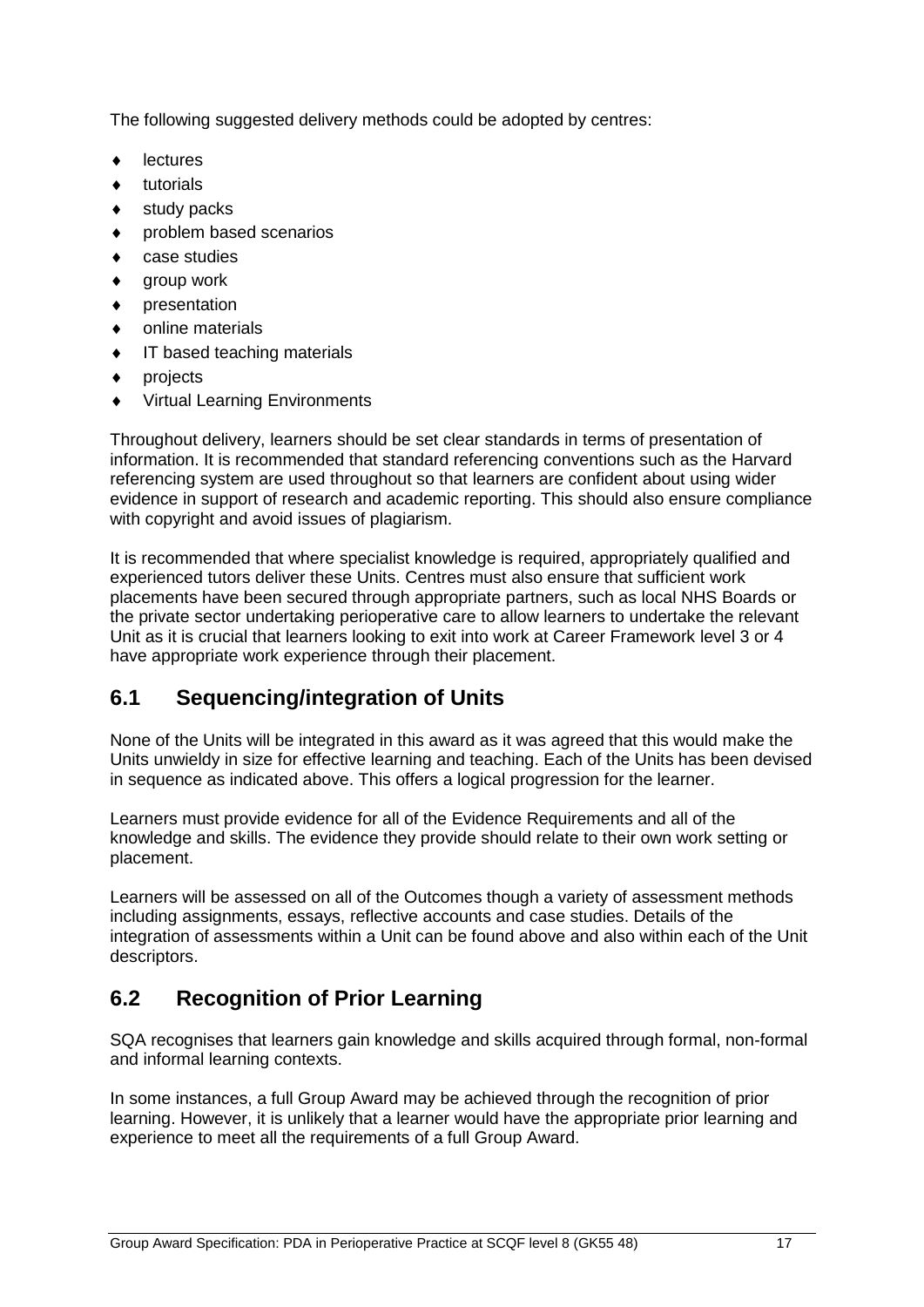The following suggested delivery methods could be adopted by centres:

- lectures
- tutorials
- study packs
- problem based scenarios
- case studies
- group work
- presentation
- online materials
- IT based teaching materials
- projects
- Virtual Learning Environments

Throughout delivery, learners should be set clear standards in terms of presentation of information. It is recommended that standard referencing conventions such as the Harvard referencing system are used throughout so that learners are confident about using wider evidence in support of research and academic reporting. This should also ensure compliance with copyright and avoid issues of plagiarism.

It is recommended that where specialist knowledge is required, appropriately qualified and experienced tutors deliver these Units. Centres must also ensure that sufficient work placements have been secured through appropriate partners, such as local NHS Boards or the private sector undertaking perioperative care to allow learners to undertake the relevant Unit as it is crucial that learners looking to exit into work at Career Framework level 3 or 4 have appropriate work experience through their placement.

## 6.1 Sequencing/integration of Units

None of the Units will be integrated in this award as it was agreed that this would make the Units unwieldy in size for effective learning and teaching. Each of the Units has been devised in sequence as indicated above. This offers a logical progression for the learner.

Learners must provide evidence for all of the Evidence Requirements and all of the knowledge and skills. The evidence they provide should relate to their own work setting or placement.

Learners will be assessed on all of the Outcomes though a variety of assessment methods including assignments, essays, reflective accounts and case studies. Details of the integration of assessments within a Unit can be found above and also within each of the Unit descriptors.

## 6.2 Recognition of Prior Learning

SQA recognises that learners gain knowledge and skills acquired through formal, non-formal and informal learning contexts.

In some instances, a full Group Award may be achieved through the recognition of prior learning. However, it is unlikely that a learner would have the appropriate prior learning and experience to meet all the requirements of a full Group Award.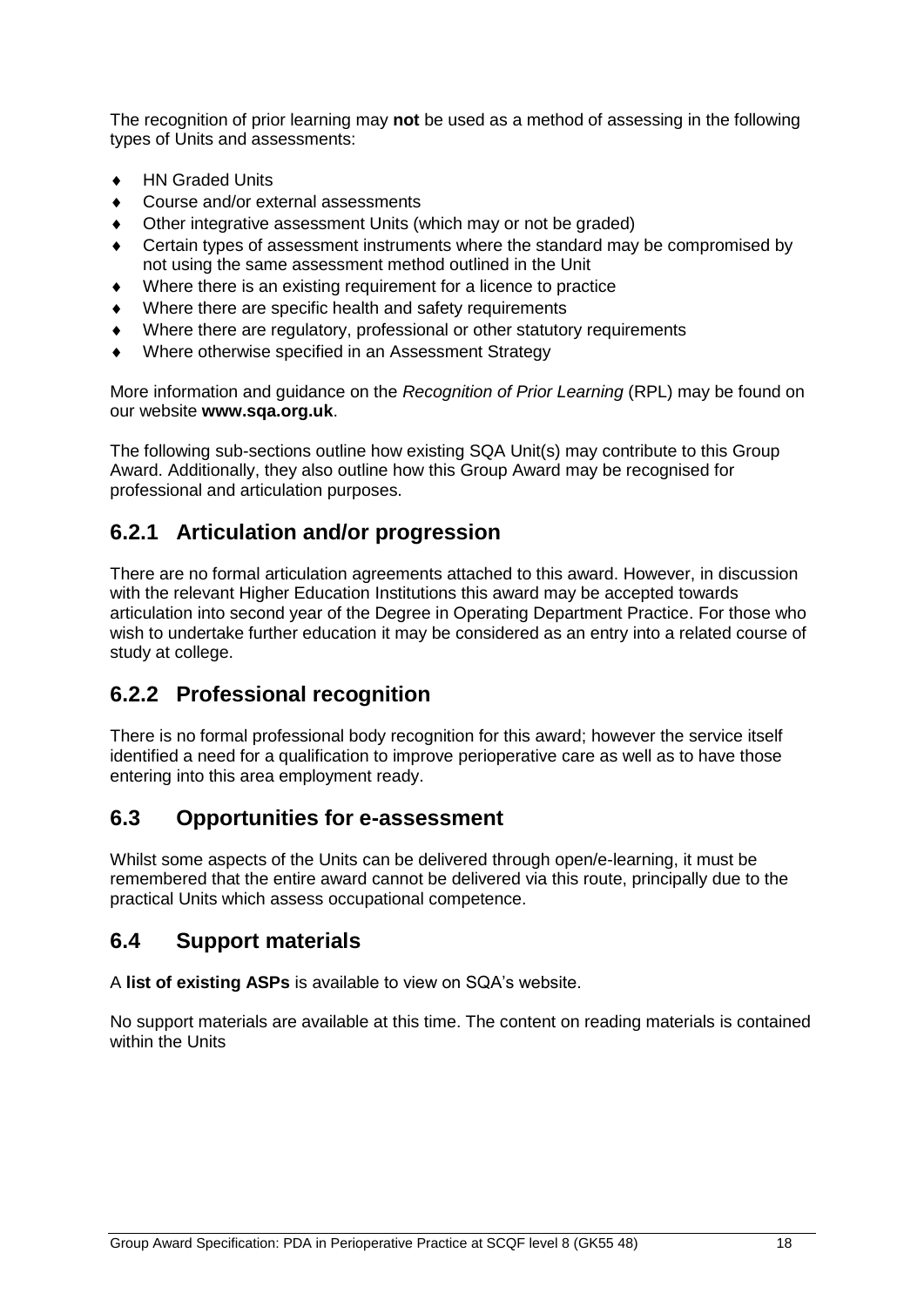The recognition of prior learning may **not** be used as a method of assessing in the following types of Units and assessments:

- HN Graded Units
- Course and/or external assessments
- Other integrative assessment Units (which may or not be graded)
- Certain types of assessment instruments where the standard may be compromised by not using the same assessment method outlined in the Unit
- Where there is an existing requirement for a licence to practice
- Where there are specific health and safety requirements
- Where there are regulatory, professional or other statutory requirements
- Where otherwise specified in an Assessment Strategy

More information and guidance on the *Recognition of Prior Learning* (RPL) may be found on our website **www.sqa.org.uk**.

The following sub-sections outline how existing SQA Unit(s) may contribute to this Group Award. Additionally, they also outline how this Group Award may be recognised for professional and articulation purposes.

### 6.2.1 Articulation and/or progression

There are no formal articulation agreements attached to this award. However, in discussion with the relevant Higher Education Institutions this award may be accepted towards articulation into second year of the Degree in Operating Department Practice. For those who wish to undertake further education it may be considered as an entry into a related course of study at college.

### 6.2.2 Professional recognition

There is no formal professional body recognition for this award; however the service itself identified a need for a qualification to improve perioperative care as well as to have those entering into this area employment ready.

## 6.3 Opportunities for e-assessment

Whilst some aspects of the Units can be delivered through open/e-learning, it must be remembered that the entire award cannot be delivered via this route, principally due to the practical Units which assess occupational competence.

## 6.4 Support materials

A **list of existing ASPs** is available to view on SQA's website.

No support materials are available at this time. The content on reading materials is contained within the Units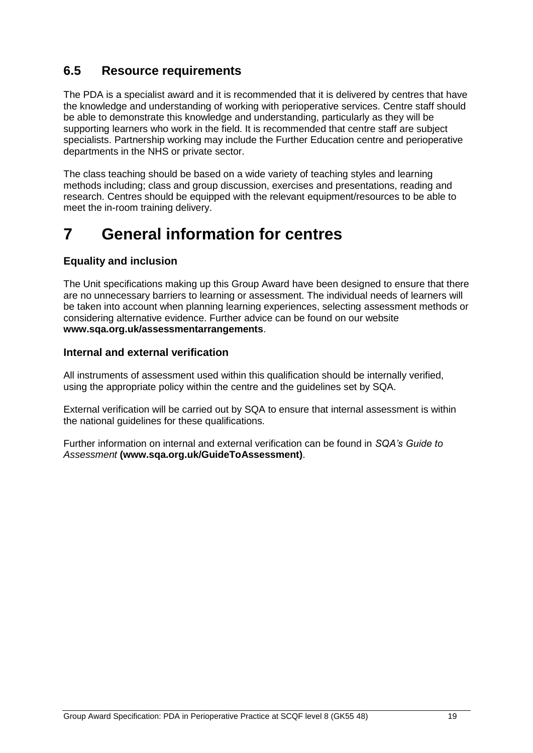## 6.5 Resource requirements

The PDA is a specialist award and it is recommended that it is delivered by centres that have the knowledge and understanding of working with perioperative services. Centre staff should be able to demonstrate this knowledge and understanding, particularly as they will be supporting learners who work in the field. It is recommended that centre staff are subject specialists. Partnership working may include the Further Education centre and perioperative departments in the NHS or private sector.

The class teaching should be based on a wide variety of teaching styles and learning methods including; class and group discussion, exercises and presentations, reading and research. Centres should be equipped with the relevant equipment/resources to be able to meet the in-room training delivery.

# 7 General information for centres

### Equality and inclusion

The Unit specifications making up this Group Award have been designed to ensure that there are no unnecessary barriers to learning or assessment. The individual needs of learners will be taken into account when planning learning experiences, selecting assessment methods or considering alternative evidence. Further advice can be found on our website **www.sqa.org.uk/assessmentarrangements**.

### Internal and external verification

All instruments of assessment used within this qualification should be internally verified, using the appropriate policy within the centre and the guidelines set by SQA.

External verification will be carried out by SQA to ensure that internal assessment is within the national guidelines for these qualifications.

Further information on internal and external verification can be found in *SQA's Guide to Assessment* **(www.sqa.org.uk/GuideToAssessment)**.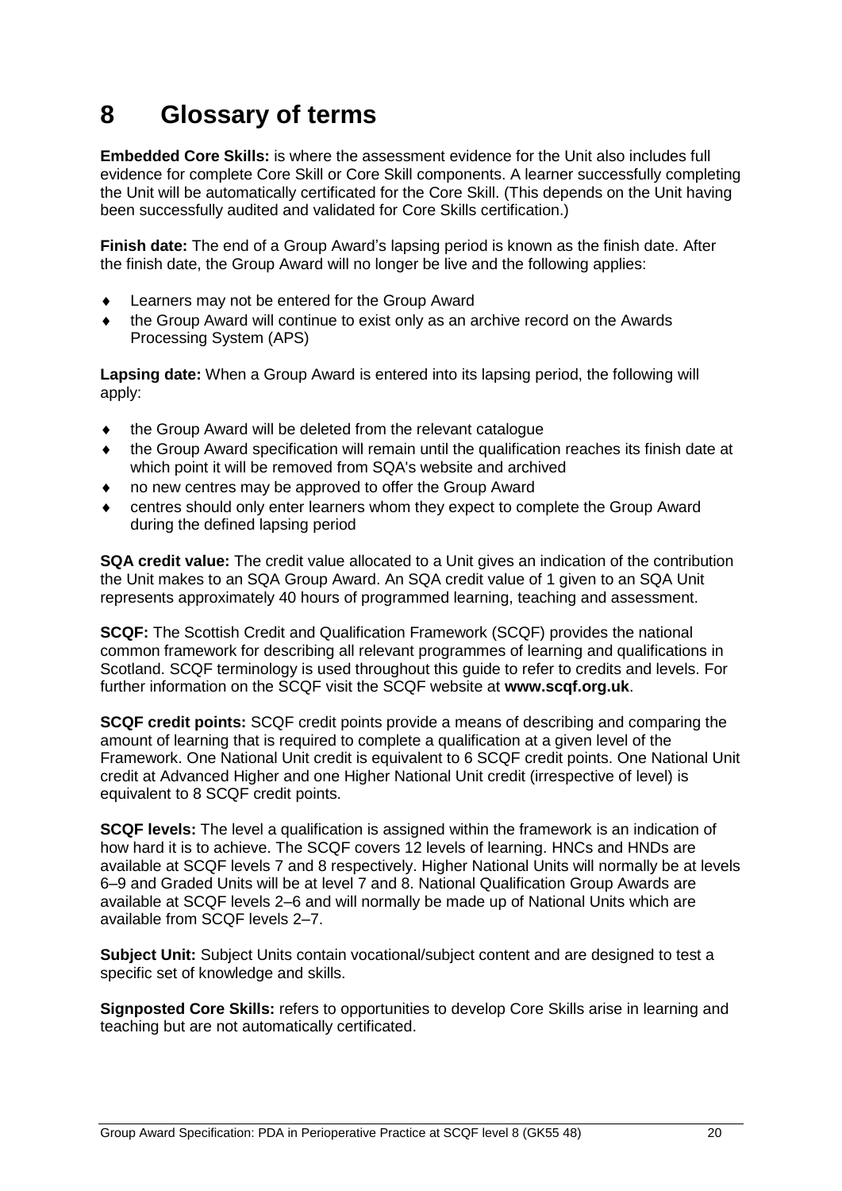# 8 Glossary of terms

**Embedded Core Skills:** is where the assessment evidence for the Unit also includes full evidence for complete Core Skill or Core Skill components. A learner successfully completing the Unit will be automatically certificated for the Core Skill. (This depends on the Unit having been successfully audited and validated for Core Skills certification.)

**Finish date:** The end of a Group Award's lapsing period is known as the finish date. After the finish date, the Group Award will no longer be live and the following applies:

- Learners may not be entered for the Group Award
- the Group Award will continue to exist only as an archive record on the Awards Processing System (APS)

**Lapsing date:** When a Group Award is entered into its lapsing period, the following will apply:

- the Group Award will be deleted from the relevant catalogue
- the Group Award specification will remain until the qualification reaches its finish date at which point it will be removed from SQA's website and archived
- no new centres may be approved to offer the Group Award
- centres should only enter learners whom they expect to complete the Group Award during the defined lapsing period

**SQA credit value:** The credit value allocated to a Unit gives an indication of the contribution the Unit makes to an SQA Group Award. An SQA credit value of 1 given to an SQA Unit represents approximately 40 hours of programmed learning, teaching and assessment.

**SCQF:** The Scottish Credit and Qualification Framework (SCQF) provides the national common framework for describing all relevant programmes of learning and qualifications in Scotland. SCQF terminology is used throughout this guide to refer to credits and levels. For further information on the SCQF visit the SCQF website at **www.scqf.org.uk**.

**SCQF credit points:** SCQF credit points provide a means of describing and comparing the amount of learning that is required to complete a qualification at a given level of the Framework. One National Unit credit is equivalent to 6 SCQF credit points. One National Unit credit at Advanced Higher and one Higher National Unit credit (irrespective of level) is equivalent to 8 SCQF credit points.

**SCQF levels:** The level a qualification is assigned within the framework is an indication of how hard it is to achieve. The SCQF covers 12 levels of learning. HNCs and HNDs are available at SCQF levels 7 and 8 respectively. Higher National Units will normally be at levels 6–9 and Graded Units will be at level 7 and 8. National Qualification Group Awards are available at SCQF levels 2–6 and will normally be made up of National Units which are available from SCQF levels 2–7.

**Subject Unit:** Subject Units contain vocational/subject content and are designed to test a specific set of knowledge and skills.

**Signposted Core Skills:** refers to opportunities to develop Core Skills arise in learning and teaching but are not automatically certificated.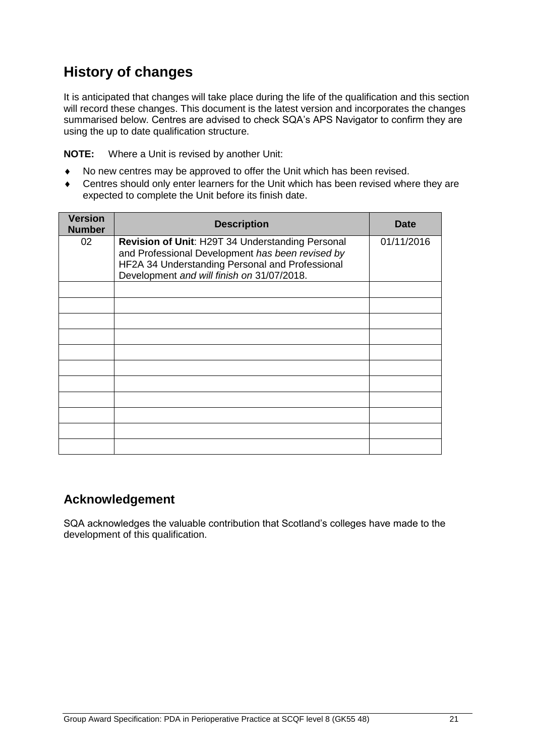## History of changes

It is anticipated that changes will take place during the life of the qualification and this section will record these changes. This document is the latest version and incorporates the changes summarised below. Centres are advised to check SQA's APS Navigator to confirm they are using the up to date qualification structure.

**NOTE:** Where a Unit is revised by another Unit:

- No new centres may be approved to offer the Unit which has been revised.
- Centres should only enter learners for the Unit which has been revised where they are expected to complete the Unit before its finish date.

| Version Number | Description | Date |
|---|---|---|
| 02 | **Revision of Unit**: H29T 34 Understanding Personal and Professional Development *has been revised by* HF2A 34 Understanding Personal and Professional Development *and will finish on* 31/07/2018. | 01/11/2016 |
| | | |
| | | |
| | | |
| | | |
| | | |
| | | |
| | | |
| | | |
| | | |
| | | |
| | | |

## Acknowledgement

SQA acknowledges the valuable contribution that Scotland's colleges have made to the development of this qualification.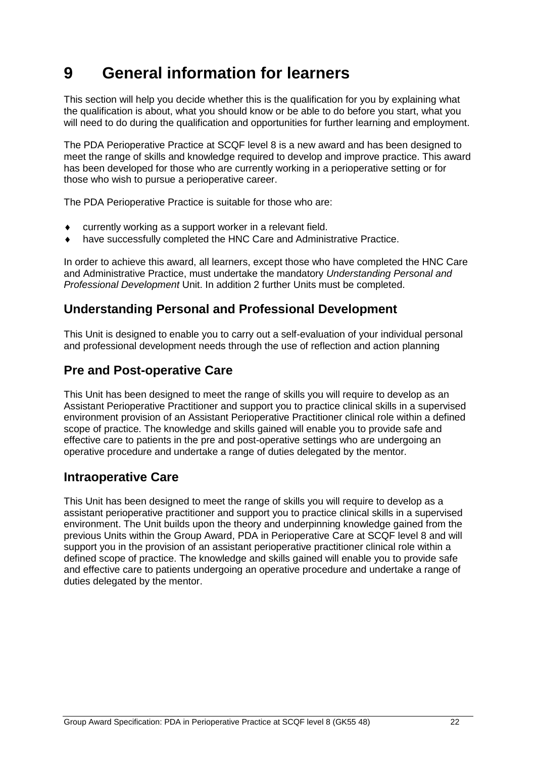# 9 General information for learners

This section will help you decide whether this is the qualification for you by explaining what the qualification is about, what you should know or be able to do before you start, what you will need to do during the qualification and opportunities for further learning and employment.

The PDA Perioperative Practice at SCQF level 8 is a new award and has been designed to meet the range of skills and knowledge required to develop and improve practice. This award has been developed for those who are currently working in a perioperative setting or for those who wish to pursue a perioperative career.

The PDA Perioperative Practice is suitable for those who are:

- currently working as a support worker in a relevant field.
- have successfully completed the HNC Care and Administrative Practice.

In order to achieve this award, all learners, except those who have completed the HNC Care and Administrative Practice, must undertake the mandatory *Understanding Personal and Professional Development* Unit. In addition 2 further Units must be completed.

## Understanding Personal and Professional Development

This Unit is designed to enable you to carry out a self-evaluation of your individual personal and professional development needs through the use of reflection and action planning

## Pre and Post-operative Care

This Unit has been designed to meet the range of skills you will require to develop as an Assistant Perioperative Practitioner and support you to practice clinical skills in a supervised environment provision of an Assistant Perioperative Practitioner clinical role within a defined scope of practice. The knowledge and skills gained will enable you to provide safe and effective care to patients in the pre and post-operative settings who are undergoing an operative procedure and undertake a range of duties delegated by the mentor.

## Intraoperative Care

This Unit has been designed to meet the range of skills you will require to develop as a assistant perioperative practitioner and support you to practice clinical skills in a supervised environment. The Unit builds upon the theory and underpinning knowledge gained from the previous Units within the Group Award, PDA in Perioperative Care at SCQF level 8 and will support you in the provision of an assistant perioperative practitioner clinical role within a defined scope of practice. The knowledge and skills gained will enable you to provide safe and effective care to patients undergoing an operative procedure and undertake a range of duties delegated by the mentor.